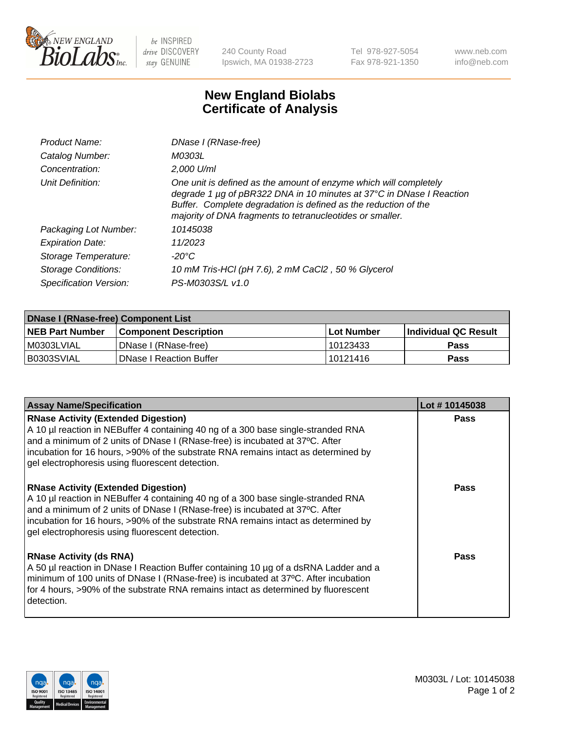# New England Biolabs
# Certificate of Analysis

| | |
|---|---|
| *Product Name:* | *DNase I (RNase-free)* |
| *Catalog Number:* | *M0303L* |
| *Concentration:* | *2,000 U/ml* |
| *Unit Definition:* | *One unit is defined as the amount of enzyme which will completely degrade 1 µg of pBR322 DNA in 10 minutes at 37°C in DNase I Reaction Buffer. Complete degradation is defined as the reduction of the majority of DNA fragments to tetranucleotides or smaller.* |
| *Packaging Lot Number:* | *10145038* |
| *Expiration Date:* | *11/2023* |
| *Storage Temperature:* | *-20°C* |
| *Storage Conditions:* | *10 mM Tris-HCl (pH 7.6), 2 mM CaCl2 , 50 % Glycerol* |
| *Specification Version:* | *PS-M0303S/L v1.0* |

| DNase I (RNase-free) Component List | | | |
|---|---|---|---|
| **NEB Part Number** | **Component Description** | **Lot Number** | **Individual QC Result** |
| M0303LVIAL | DNase I (RNase-free) | 10123433 | Pass |
| B0303SVIAL | DNase I Reaction Buffer | 10121416 | Pass |

| Assay Name/Specification | Lot # 10145038 |
|---|---|
| **RNase Activity (Extended Digestion)** A 10 µl reaction in NEBuffer 4 containing 40 ng of a 300 base single-stranded RNA and a minimum of 2 units of DNase I (RNase-free) is incubated at 37ºC. After incubation for 16 hours, >90% of the substrate RNA remains intact as determined by gel electrophoresis using fluorescent detection. | Pass |
| **RNase Activity (Extended Digestion)** A 10 µl reaction in NEBuffer 4 containing 40 ng of a 300 base single-stranded RNA and a minimum of 2 units of DNase I (RNase-free) is incubated at 37ºC. After incubation for 16 hours, >90% of the substrate RNA remains intact as determined by gel electrophoresis using fluorescent detection. | Pass |
| **RNase Activity (ds RNA)** A 50 µl reaction in DNase I Reaction Buffer containing 10 µg of a dsRNA Ladder and a minimum of 100 units of DNase I (RNase-free) is incubated at 37ºC. After incubation for 4 hours, >90% of the substrate RNA remains intact as determined by fluorescent detection. | Pass |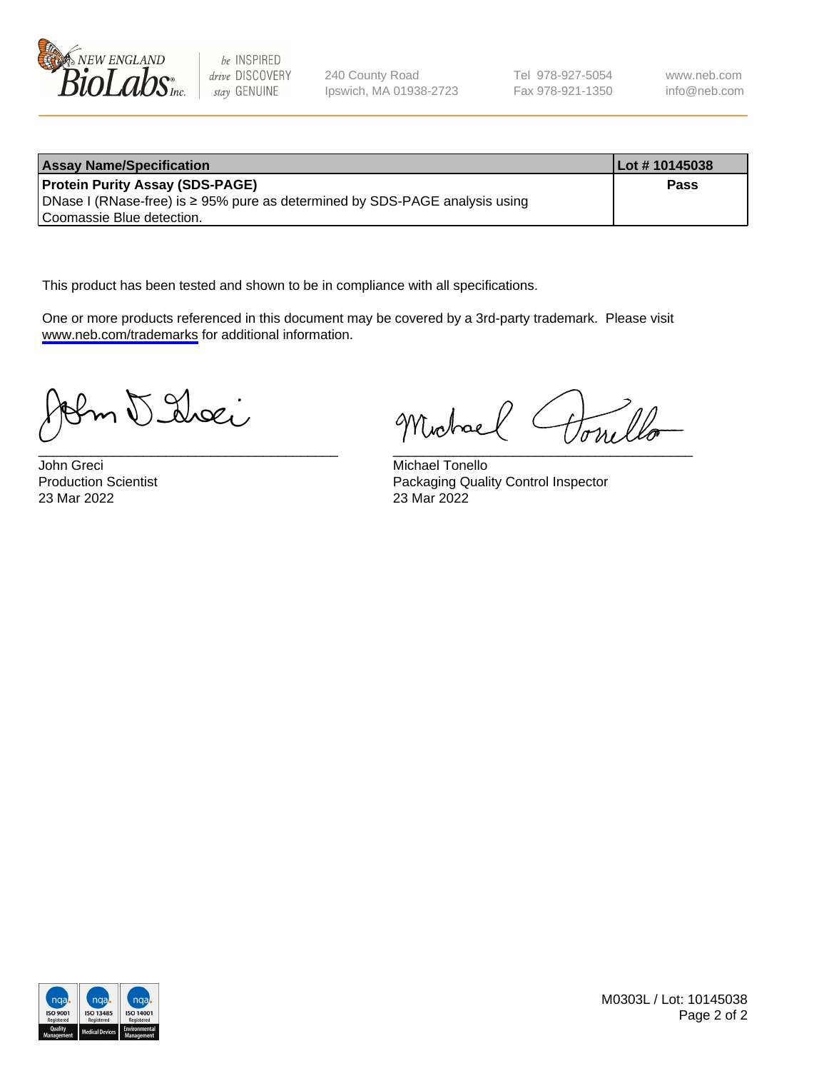| Assay Name/Specification | Lot # 10145038 |
| --- | --- |
| **Protein Purity Assay (SDS-PAGE)**<br>DNase I (RNase-free) is ≥ 95% pure as determined by SDS-PAGE analysis using Coomassie Blue detection. | **Pass** |

This product has been tested and shown to be in compliance with all specifications.

One or more products referenced in this document may be covered by a 3rd-party trademark. Please visit www.neb.com/trademarks for additional information.

John Greci
Production Scientist
23 Mar 2022

Michael Tonello
Packaging Quality Control Inspector
23 Mar 2022

M0303L / Lot: 10145038